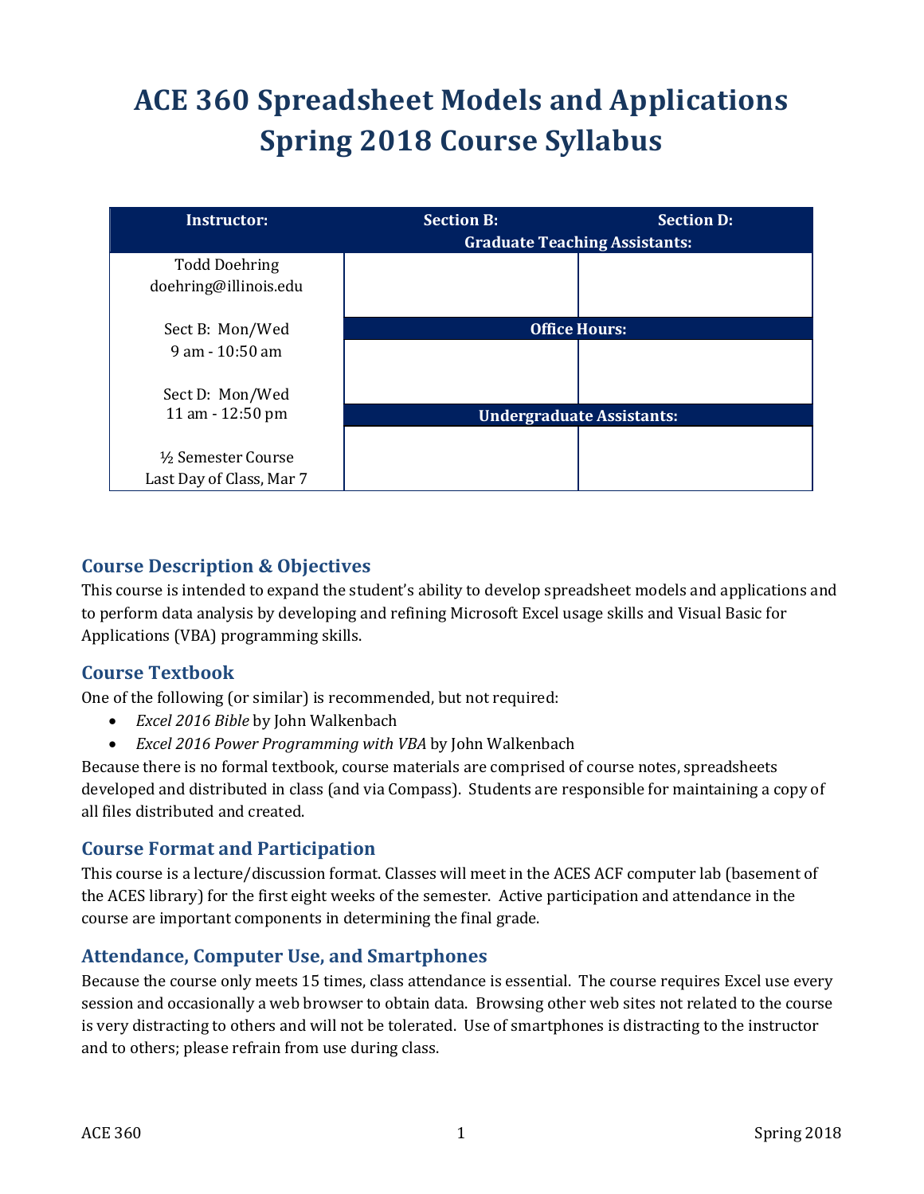# ACE 360 Spreadsheet Models and Applications
# Spring 2018 Course Syllabus

| Instructor: | Section B: | Section D: |
|---|---|---|
| | Graduate Teaching Assistants: | |
| Todd Doehring<br>doehring@illinois.edu | | |
| Sect B: Mon/Wed<br>9 am - 10:50 am | Office Hours: | |
| Sect D: Mon/Wed<br>11 am - 12:50 pm | | |
| | Undergraduate Assistants: | |
| ½ Semester Course<br>Last Day of Class, Mar 7 | | |

## Course Description & Objectives

This course is intended to expand the student's ability to develop spreadsheet models and applications and to perform data analysis by developing and refining Microsoft Excel usage skills and Visual Basic for Applications (VBA) programming skills.

## Course Textbook

One of the following (or similar) is recommended, but not required:

- *Excel 2016 Bible* by John Walkenbach
- *Excel 2016 Power Programming with VBA* by John Walkenbach

Because there is no formal textbook, course materials are comprised of course notes, spreadsheets developed and distributed in class (and via Compass). Students are responsible for maintaining a copy of all files distributed and created.

## Course Format and Participation

This course is a lecture/discussion format. Classes will meet in the ACES ACF computer lab (basement of the ACES library) for the first eight weeks of the semester. Active participation and attendance in the course are important components in determining the final grade.

## Attendance, Computer Use, and Smartphones

Because the course only meets 15 times, class attendance is essential. The course requires Excel use every session and occasionally a web browser to obtain data. Browsing other web sites not related to the course is very distracting to others and will not be tolerated. Use of smartphones is distracting to the instructor and to others; please refrain from use during class.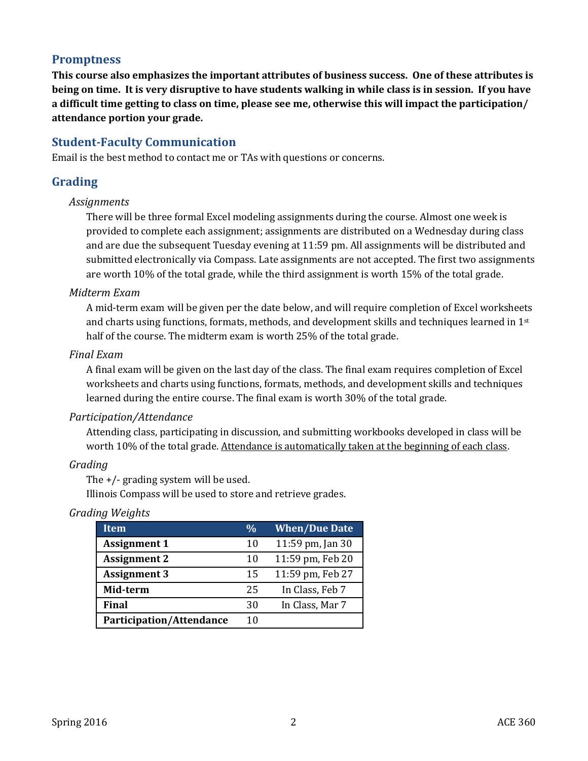## Promptness

**This course also emphasizes the important attributes of business success. One of these attributes is being on time. It is very disruptive to have students walking in while class is in session. If you have a difficult time getting to class on time, please see me, otherwise this will impact the participation/ attendance portion your grade.**

## Student-Faculty Communication

Email is the best method to contact me or TAs with questions or concerns.

## Grading

### *Assignments*

There will be three formal Excel modeling assignments during the course. Almost one week is provided to complete each assignment; assignments are distributed on a Wednesday during class and are due the subsequent Tuesday evening at 11:59 pm. All assignments will be distributed and submitted electronically via Compass. Late assignments are not accepted. The first two assignments are worth 10% of the total grade, while the third assignment is worth 15% of the total grade.

### *Midterm Exam*

A mid-term exam will be given per the date below, and will require completion of Excel worksheets and charts using functions, formats, methods, and development skills and techniques learned in 1st half of the course. The midterm exam is worth 25% of the total grade.

### *Final Exam*

A final exam will be given on the last day of the class. The final exam requires completion of Excel worksheets and charts using functions, formats, methods, and development skills and techniques learned during the entire course. The final exam is worth 30% of the total grade.

### *Participation/Attendance*

Attending class, participating in discussion, and submitting workbooks developed in class will be worth 10% of the total grade. <u>Attendance is automatically taken at the beginning of each class</u>.

### *Grading*

The +/- grading system will be used.
Illinois Compass will be used to store and retrieve grades.

### *Grading Weights*

| Item | % | When/Due Date |
|---|---|---|
| **Assignment 1** | 10 | 11:59 pm, Jan 30 |
| **Assignment 2** | 10 | 11:59 pm, Feb 20 |
| **Assignment 3** | 15 | 11:59 pm, Feb 27 |
| **Mid-term** | 25 | In Class, Feb 7 |
| **Final** | 30 | In Class, Mar 7 |
| **Participation/Attendance** | 10 | |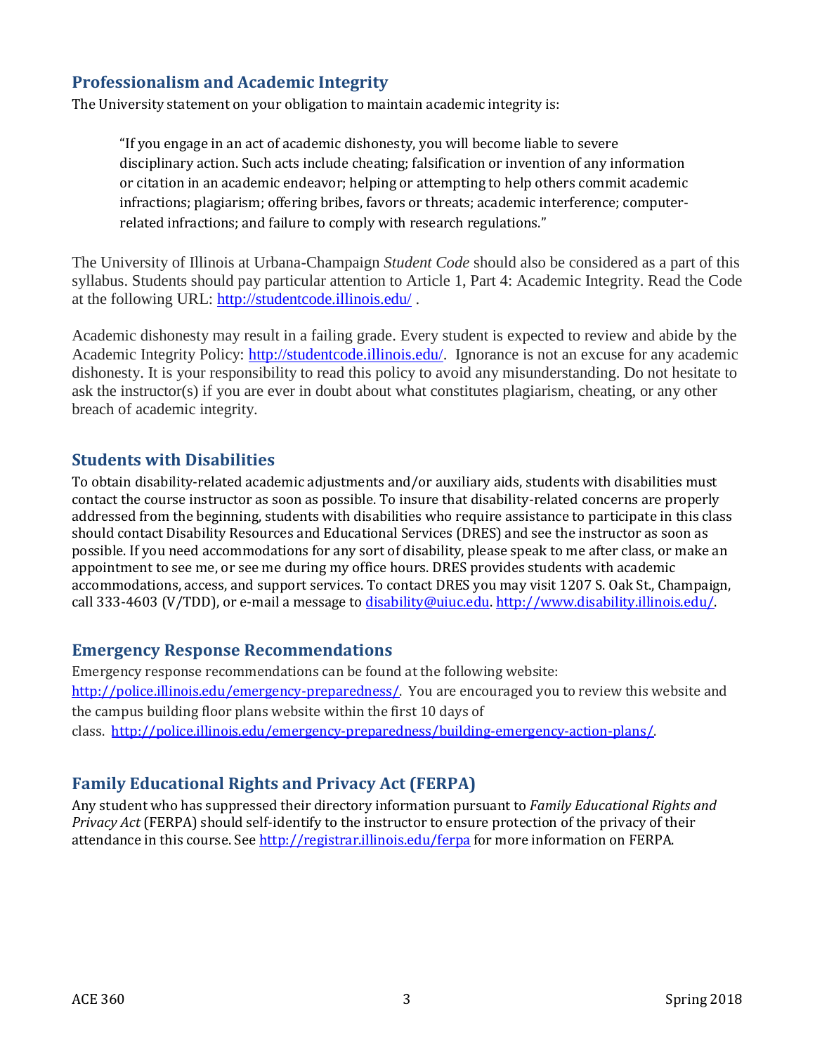## Professionalism and Academic Integrity

The University statement on your obligation to maintain academic integrity is:

> "If you engage in an act of academic dishonesty, you will become liable to severe disciplinary action. Such acts include cheating; falsification or invention of any information or citation in an academic endeavor; helping or attempting to help others commit academic infractions; plagiarism; offering bribes, favors or threats; academic interference; computer-related infractions; and failure to comply with research regulations."

The University of Illinois at Urbana-Champaign *Student Code* should also be considered as a part of this syllabus. Students should pay particular attention to Article 1, Part 4: Academic Integrity. Read the Code at the following URL: http://studentcode.illinois.edu/ .

Academic dishonesty may result in a failing grade. Every student is expected to review and abide by the Academic Integrity Policy: http://studentcode.illinois.edu/. Ignorance is not an excuse for any academic dishonesty. It is your responsibility to read this policy to avoid any misunderstanding. Do not hesitate to ask the instructor(s) if you are ever in doubt about what constitutes plagiarism, cheating, or any other breach of academic integrity.

## Students with Disabilities

To obtain disability-related academic adjustments and/or auxiliary aids, students with disabilities must contact the course instructor as soon as possible. To insure that disability-related concerns are properly addressed from the beginning, students with disabilities who require assistance to participate in this class should contact Disability Resources and Educational Services (DRES) and see the instructor as soon as possible. If you need accommodations for any sort of disability, please speak to me after class, or make an appointment to see me, or see me during my office hours. DRES provides students with academic accommodations, access, and support services. To contact DRES you may visit 1207 S. Oak St., Champaign, call 333-4603 (V/TDD), or e-mail a message to disability@uiuc.edu. http://www.disability.illinois.edu/.

## Emergency Response Recommendations

Emergency response recommendations can be found at the following website: http://police.illinois.edu/emergency-preparedness/. You are encouraged you to review this website and the campus building floor plans website within the first 10 days of class. http://police.illinois.edu/emergency-preparedness/building-emergency-action-plans/.

## Family Educational Rights and Privacy Act (FERPA)

Any student who has suppressed their directory information pursuant to *Family Educational Rights and Privacy Act* (FERPA) should self-identify to the instructor to ensure protection of the privacy of their attendance in this course. See http://registrar.illinois.edu/ferpa for more information on FERPA.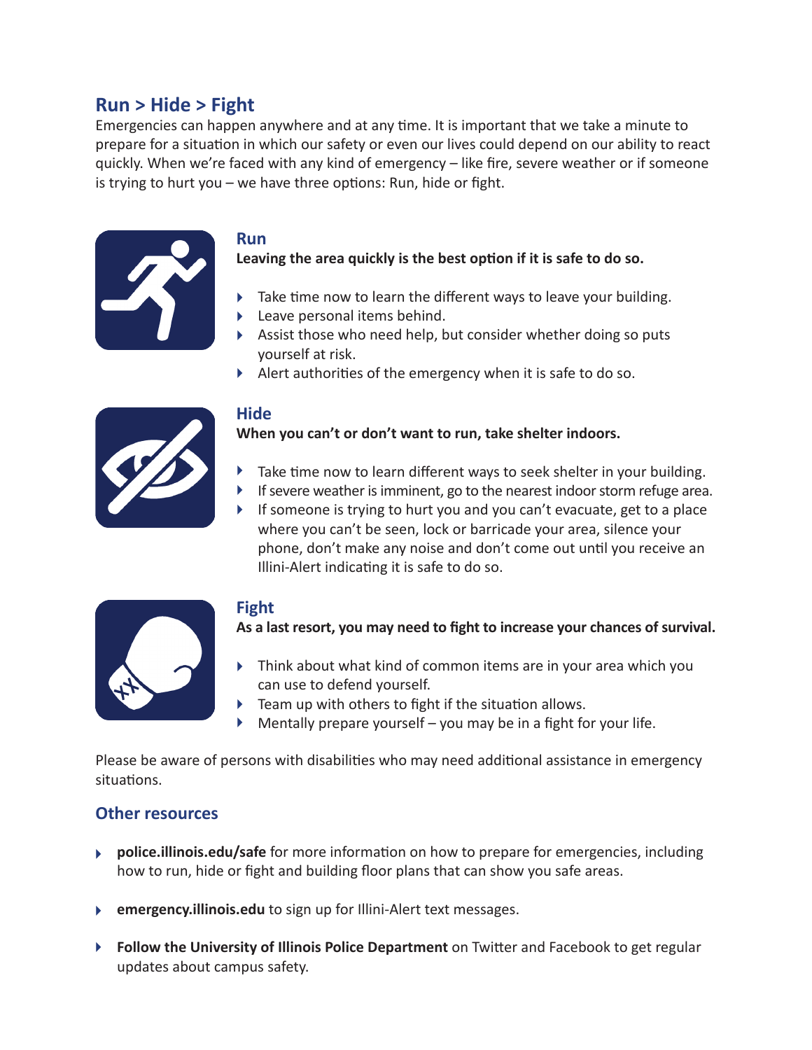## Run > Hide > Fight

Emergencies can happen anywhere and at any time. It is important that we take a minute to prepare for a situation in which our safety or even our lives could depend on our ability to react quickly. When we're faced with any kind of emergency – like fire, severe weather or if someone is trying to hurt you – we have three options: Run, hide or fight.

### Run

**Leaving the area quickly is the best option if it is safe to do so.**

- Take time now to learn the different ways to leave your building.
- Leave personal items behind.
- Assist those who need help, but consider whether doing so puts yourself at risk.
- Alert authorities of the emergency when it is safe to do so.

### Hide

**When you can't or don't want to run, take shelter indoors.**

- Take time now to learn different ways to seek shelter in your building.
- If severe weather is imminent, go to the nearest indoor storm refuge area.
- If someone is trying to hurt you and you can't evacuate, get to a place where you can't be seen, lock or barricade your area, silence your phone, don't make any noise and don't come out until you receive an Illini-Alert indicating it is safe to do so.

### Fight

**As a last resort, you may need to fight to increase your chances of survival.**

- Think about what kind of common items are in your area which you can use to defend yourself.
- Team up with others to fight if the situation allows.
- Mentally prepare yourself – you may be in a fight for your life.

Please be aware of persons with disabilities who may need additional assistance in emergency situations.

### Other resources

- **police.illinois.edu/safe** for more information on how to prepare for emergencies, including how to run, hide or fight and building floor plans that can show you safe areas.
- **emergency.illinois.edu** to sign up for Illini-Alert text messages.
- **Follow the University of Illinois Police Department** on Twitter and Facebook to get regular updates about campus safety.